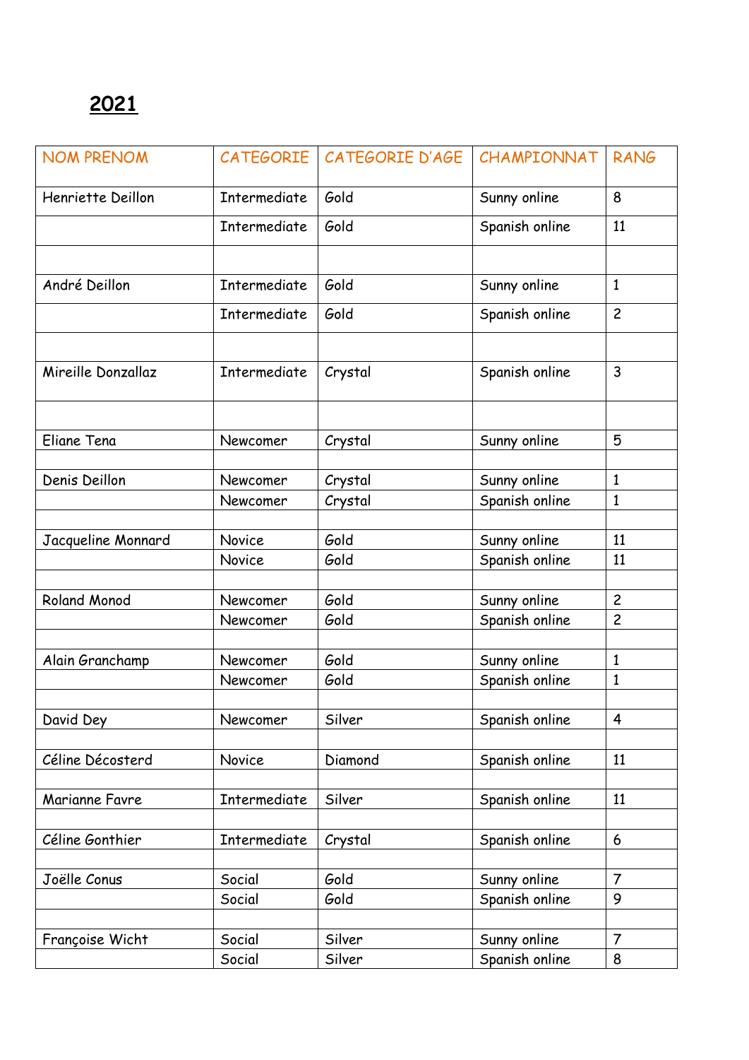# 2021

| NOM PRENOM | CATEGORIE | CATEGORIE D'AGE | CHAMPIONNAT | RANG |
|---|---|---|---|---|
| Henriette Deillon | Intermediate | Gold | Sunny online | 8 |
| | Intermediate | Gold | Spanish online | 11 |
| | | | | |
| André Deillon | Intermediate | Gold | Sunny online | 1 |
| | Intermediate | Gold | Spanish online | 2 |
| | | | | |
| Mireille Donzallaz | Intermediate | Crystal | Spanish online | 3 |
| | | | | |
| Eliane Tena | Newcomer | Crystal | Sunny online | 5 |
| | | | | |
| Denis Deillon | Newcomer | Crystal | Sunny online | 1 |
| | Newcomer | Crystal | Spanish online | 1 |
| | | | | |
| Jacqueline Monnard | Novice | Gold | Sunny online | 11 |
| | Novice | Gold | Spanish online | 11 |
| | | | | |
| Roland Monod | Newcomer | Gold | Sunny online | 2 |
| | Newcomer | Gold | Spanish online | 2 |
| | | | | |
| Alain Granchamp | Newcomer | Gold | Sunny online | 1 |
| | Newcomer | Gold | Spanish online | 1 |
| | | | | |
| David Dey | Newcomer | Silver | Spanish online | 4 |
| | | | | |
| Céline Décosterd | Novice | Diamond | Spanish online | 11 |
| | | | | |
| Marianne Favre | Intermediate | Silver | Spanish online | 11 |
| | | | | |
| Céline Gonthier | Intermediate | Crystal | Spanish online | 6 |
| | | | | |
| Joëlle Conus | Social | Gold | Sunny online | 7 |
| | Social | Gold | Spanish online | 9 |
| | | | | |
| Françoise Wicht | Social | Silver | Sunny online | 7 |
| | Social | Silver | Spanish online | 8 |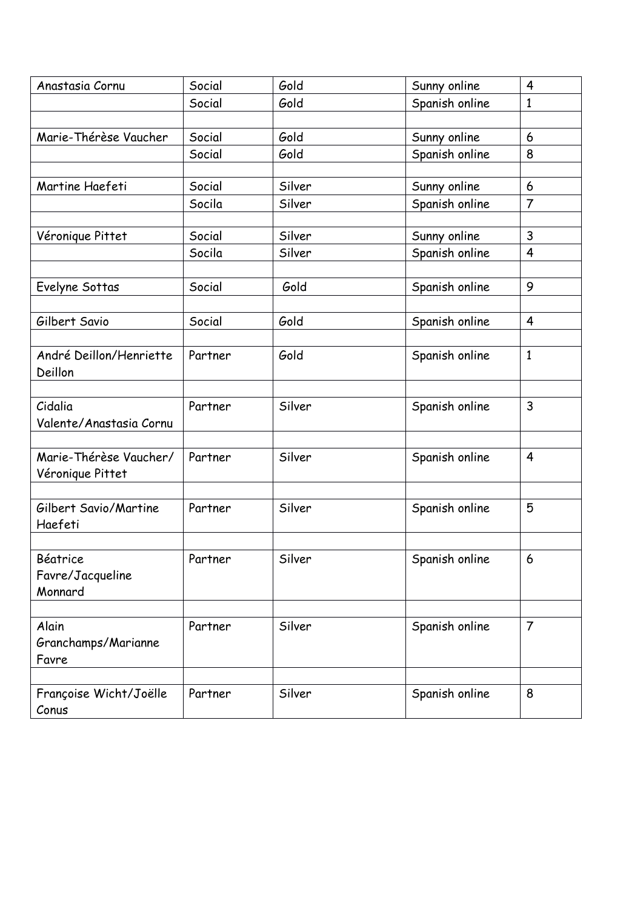| | | | | |
|---|---|---|---|---|
| Anastasia Cornu | Social | Gold | Sunny online | 4 |
| | Social | Gold | Spanish online | 1 |
| | | | | |
| Marie-Thérèse Vaucher | Social | Gold | Sunny online | 6 |
| | Social | Gold | Spanish online | 8 |
| | | | | |
| Martine Haefeti | Social | Silver | Sunny online | 6 |
| | Socila | Silver | Spanish online | 7 |
| | | | | |
| Véronique Pittet | Social | Silver | Sunny online | 3 |
| | Socila | Silver | Spanish online | 4 |
| | | | | |
| Evelyne Sottas | Social | Gold | Spanish online | 9 |
| | | | | |
| Gilbert Savio | Social | Gold | Spanish online | 4 |
| | | | | |
| André Deillon/Henriette Deillon | Partner | Gold | Spanish online | 1 |
| | | | | |
| Cidalia Valente/Anastasia Cornu | Partner | Silver | Spanish online | 3 |
| | | | | |
| Marie-Thérèse Vaucher/ Véronique Pittet | Partner | Silver | Spanish online | 4 |
| | | | | |
| Gilbert Savio/Martine Haefeti | Partner | Silver | Spanish online | 5 |
| | | | | |
| Béatrice Favre/Jacqueline Monnard | Partner | Silver | Spanish online | 6 |
| | | | | |
| Alain Granchamps/Marianne Favre | Partner | Silver | Spanish online | 7 |
| | | | | |
| Françoise Wicht/Joëlle Conus | Partner | Silver | Spanish online | 8 |